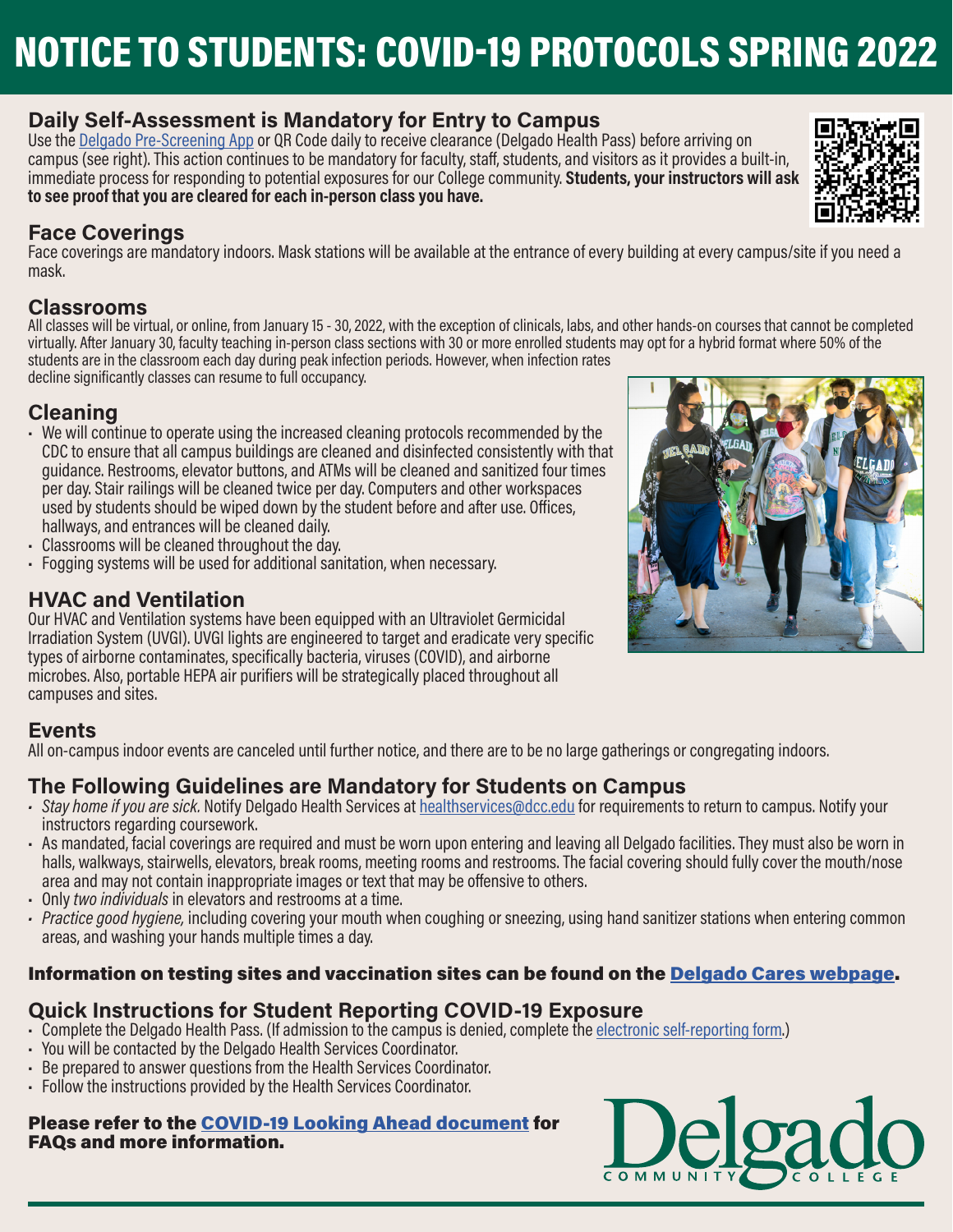# NOTICE TO STUDENTS: COVID-19 PROTOCOLS SPRING 2022

## Daily Self-Assessment is Mandatory for Entry to Campus

Use the Delgado Pre-Screening App or QR Code daily to receive clearance (Delgado Health Pass) before arriving on campus (see right). This action continues to be mandatory for faculty, staff, students, and visitors as it provides a built-in, immediate process for responding to potential exposures for our College community. **Students, your instructors will ask to see proof that you are cleared for each in-person class you have.**

## Face Coverings

Face coverings are mandatory indoors. Mask stations will be available at the entrance of every building at every campus/site if you need a mask.

## Classrooms

All classes will be virtual, or online, from January 15 - 30, 2022, with the exception of clinicals, labs, and other hands-on courses that cannot be completed virtually. After January 30, faculty teaching in-person class sections with 30 or more enrolled students may opt for a hybrid format where 50% of the students are in the classroom each day during peak infection periods. However, when infection rates decline significantly classes can resume to full occupancy.

## Cleaning

- We will continue to operate using the increased cleaning protocols recommended by the CDC to ensure that all campus buildings are cleaned and disinfected consistently with that guidance. Restrooms, elevator buttons, and ATMs will be cleaned and sanitized four times per day. Stair railings will be cleaned twice per day. Computers and other workspaces used by students should be wiped down by the student before and after use. Offices, hallways, and entrances will be cleaned daily.
- Classrooms will be cleaned throughout the day.
- Fogging systems will be used for additional sanitation, when necessary.

## HVAC and Ventilation

Our HVAC and Ventilation systems have been equipped with an Ultraviolet Germicidal Irradiation System (UVGI). UVGI lights are engineered to target and eradicate very specific types of airborne contaminates, specifically bacteria, viruses (COVID), and airborne microbes. Also, portable HEPA air purifiers will be strategically placed throughout all campuses and sites.

## Events

All on-campus indoor events are canceled until further notice, and there are to be no large gatherings or congregating indoors.

## The Following Guidelines are Mandatory for Students on Campus

- *Stay home if you are sick.* Notify Delgado Health Services at healthservices@dcc.edu for requirements to return to campus. Notify your instructors regarding coursework.
- As mandated, facial coverings are required and must be worn upon entering and leaving all Delgado facilities. They must also be worn in halls, walkways, stairwells, elevators, break rooms, meeting rooms and restrooms. The facial covering should fully cover the mouth/nose area and may not contain inappropriate images or text that may be offensive to others.
- Only *two individuals* in elevators and restrooms at a time.
- *Practice good hygiene,* including covering your mouth when coughing or sneezing, using hand sanitizer stations when entering common areas, and washing your hands multiple times a day.

**Information on testing sites and vaccination sites can be found on the Delgado Cares webpage.**

## Quick Instructions for Student Reporting COVID-19 Exposure

- Complete the Delgado Health Pass. (If admission to the campus is denied, complete the electronic self-reporting form.)
- You will be contacted by the Delgado Health Services Coordinator.
- Be prepared to answer questions from the Health Services Coordinator.
- Follow the instructions provided by the Health Services Coordinator.

**Please refer to the COVID-19 Looking Ahead document for FAQs and more information.**

Delgado COMMUNITY COLLEGE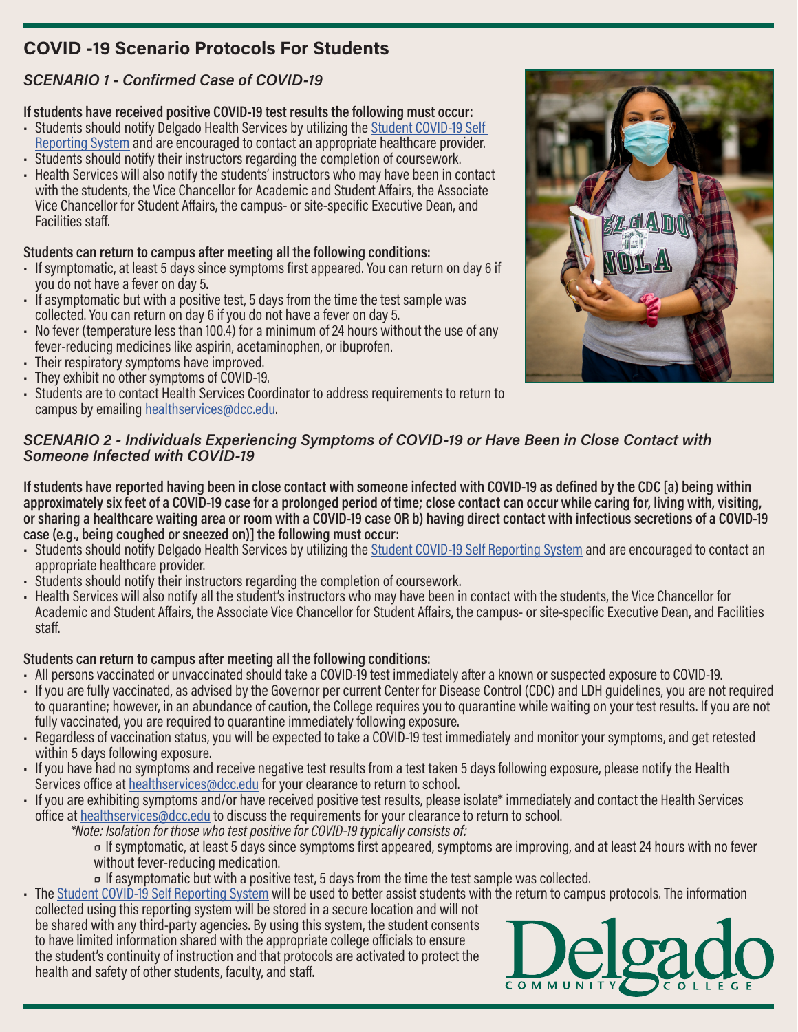# COVID -19 Scenario Protocols For Students

## *SCENARIO 1 - Confirmed Case of COVID-19*

**If students have received positive COVID-19 test results the following must occur:**

- Students should notify Delgado Health Services by utilizing the Student COVID-19 Self Reporting System and are encouraged to contact an appropriate healthcare provider.
- Students should notify their instructors regarding the completion of coursework.
- Health Services will also notify the students' instructors who may have been in contact with the students, the Vice Chancellor for Academic and Student Affairs, the Associate Vice Chancellor for Student Affairs, the campus- or site-specific Executive Dean, and Facilities staff.

**Students can return to campus after meeting all the following conditions:**

- If symptomatic, at least 5 days since symptoms first appeared. You can return on day 6 if you do not have a fever on day 5.
- If asymptomatic but with a positive test, 5 days from the time the test sample was collected. You can return on day 6 if you do not have a fever on day 5.
- No fever (temperature less than 100.4) for a minimum of 24 hours without the use of any fever-reducing medicines like aspirin, acetaminophen, or ibuprofen.
- Their respiratory symptoms have improved.
- They exhibit no other symptoms of COVID-19.
- Students are to contact Health Services Coordinator to address requirements to return to campus by emailing healthservices@dcc.edu.

## *SCENARIO 2 - Individuals Experiencing Symptoms of COVID-19 or Have Been in Close Contact with Someone Infected with COVID-19*

**If students have reported having been in close contact with someone infected with COVID-19 as defined by the CDC [a) being within approximately six feet of a COVID-19 case for a prolonged period of time; close contact can occur while caring for, living with, visiting, or sharing a healthcare waiting area or room with a COVID-19 case OR b) having direct contact with infectious secretions of a COVID-19 case (e.g., being coughed or sneezed on)] the following must occur:**

- Students should notify Delgado Health Services by utilizing the Student COVID-19 Self Reporting System and are encouraged to contact an appropriate healthcare provider.
- Students should notify their instructors regarding the completion of coursework.
- Health Services will also notify all the student's instructors who may have been in contact with the students, the Vice Chancellor for Academic and Student Affairs, the Associate Vice Chancellor for Student Affairs, the campus- or site-specific Executive Dean, and Facilities staff.

**Students can return to campus after meeting all the following conditions:**

- All persons vaccinated or unvaccinated should take a COVID-19 test immediately after a known or suspected exposure to COVID-19.
- If you are fully vaccinated, as advised by the Governor per current Center for Disease Control (CDC) and LDH guidelines, you are not required to quarantine; however, in an abundance of caution, the College requires you to quarantine while waiting on your test results. If you are not fully vaccinated, you are required to quarantine immediately following exposure.
- Regardless of vaccination status, you will be expected to take a COVID-19 test immediately and monitor your symptoms, and get retested within 5 days following exposure.
- If you have had no symptoms and receive negative test results from a test taken 5 days following exposure, please notify the Health Services office at healthservices@dcc.edu for your clearance to return to school.
- If you are exhibiting symptoms and/or have received positive test results, please isolate* immediately and contact the Health Services office at healthservices@dcc.edu to discuss the requirements for your clearance to return to school.

  *\*Note: Isolation for those who test positive for COVID-19 typically consists of:*

  - If symptomatic, at least 5 days since symptoms first appeared, symptoms are improving, and at least 24 hours with no fever without fever-reducing medication.
  - If asymptomatic but with a positive test, 5 days from the time the test sample was collected.
- The Student COVID-19 Self Reporting System will be used to better assist students with the return to campus protocols. The information collected using this reporting system will be stored in a secure location and will not be shared with any third-party agencies. By using this system, the student consents to have limited information shared with the appropriate college officials to ensure the student's continuity of instruction and that protocols are activated to protect the health and safety of other students, faculty, and staff.

Delgado COMMUNITY COLLEGE